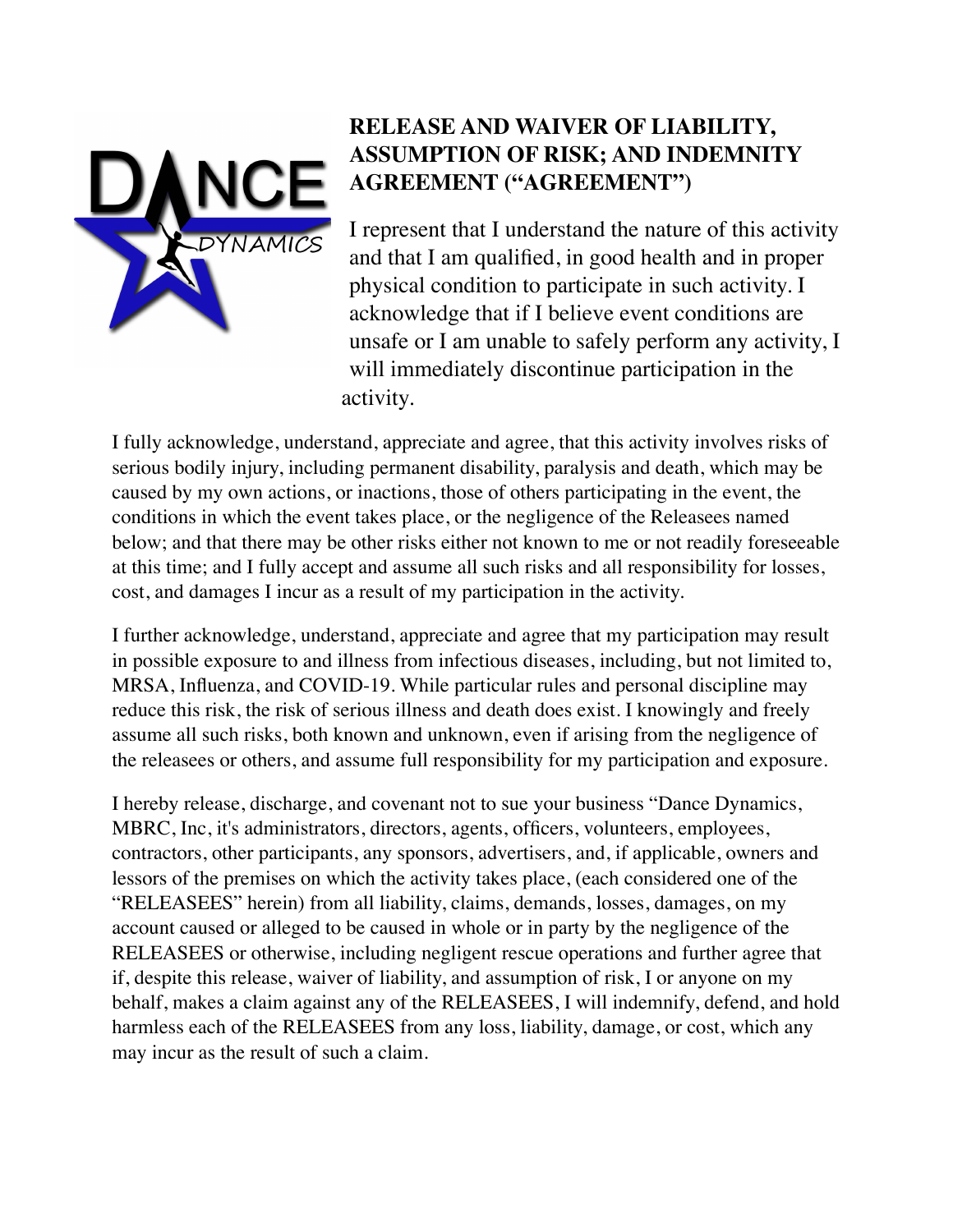# RELEASE AND WAIVER OF LIABILITY, ASSUMPTION OF RISK; AND INDEMNITY AGREEMENT ("AGREEMENT")

I represent that I understand the nature of this activity and that I am qualified, in good health and in proper physical condition to participate in such activity. I acknowledge that if I believe event conditions are unsafe or I am unable to safely perform any activity, I will immediately discontinue participation in the activity.

I fully acknowledge, understand, appreciate and agree, that this activity involves risks of serious bodily injury, including permanent disability, paralysis and death, which may be caused by my own actions, or inactions, those of others participating in the event, the conditions in which the event takes place, or the negligence of the Releasees named below; and that there may be other risks either not known to me or not readily foreseeable at this time; and I fully accept and assume all such risks and all responsibility for losses, cost, and damages I incur as a result of my participation in the activity.

I further acknowledge, understand, appreciate and agree that my participation may result in possible exposure to and illness from infectious diseases, including, but not limited to, MRSA, Influenza, and COVID-19. While particular rules and personal discipline may reduce this risk, the risk of serious illness and death does exist. I knowingly and freely assume all such risks, both known and unknown, even if arising from the negligence of the releasees or others, and assume full responsibility for my participation and exposure.

I hereby release, discharge, and covenant not to sue your business "Dance Dynamics, MBRC, Inc, it's administrators, directors, agents, officers, volunteers, employees, contractors, other participants, any sponsors, advertisers, and, if applicable, owners and lessors of the premises on which the activity takes place, (each considered one of the "RELEASEES" herein) from all liability, claims, demands, losses, damages, on my account caused or alleged to be caused in whole or in party by the negligence of the RELEASEES or otherwise, including negligent rescue operations and further agree that if, despite this release, waiver of liability, and assumption of risk, I or anyone on my behalf, makes a claim against any of the RELEASEES, I will indemnify, defend, and hold harmless each of the RELEASEES from any loss, liability, damage, or cost, which any may incur as the result of such a claim.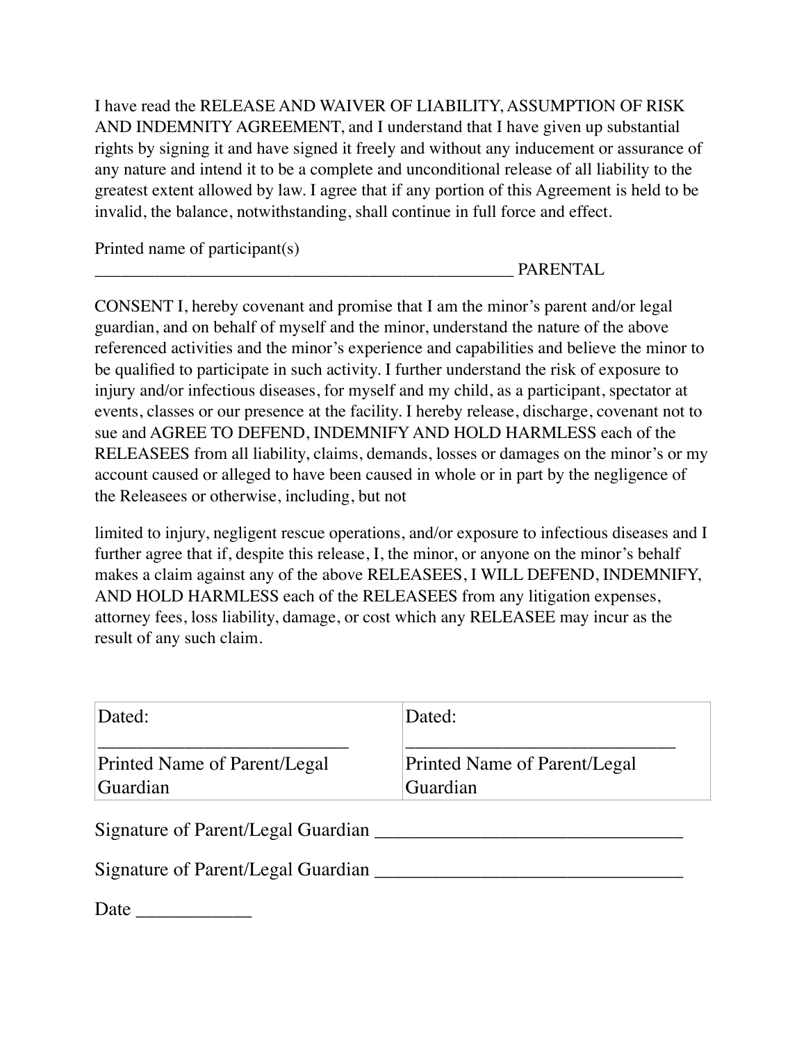I have read the RELEASE AND WAIVER OF LIABILITY, ASSUMPTION OF RISK AND INDEMNITY AGREEMENT, and I understand that I have given up substantial rights by signing it and have signed it freely and without any inducement or assurance of any nature and intend it to be a complete and unconditional release of all liability to the greatest extent allowed by law. I agree that if any portion of this Agreement is held to be invalid, the balance, notwithstanding, shall continue in full force and effect.

Printed name of participant(s)
_______________________________________________ PARENTAL

CONSENT I, hereby covenant and promise that I am the minor's parent and/or legal guardian, and on behalf of myself and the minor, understand the nature of the above referenced activities and the minor's experience and capabilities and believe the minor to be qualified to participate in such activity. I further understand the risk of exposure to injury and/or infectious diseases, for myself and my child, as a participant, spectator at events, classes or our presence at the facility. I hereby release, discharge, covenant not to sue and AGREE TO DEFEND, INDEMNIFY AND HOLD HARMLESS each of the RELEASEES from all liability, claims, demands, losses or damages on the minor's or my account caused or alleged to have been caused in whole or in part by the negligence of the Releasees or otherwise, including, but not

limited to injury, negligent rescue operations, and/or exposure to infectious diseases and I further agree that if, despite this release, I, the minor, or anyone on the minor's behalf makes a claim against any of the above RELEASEES, I WILL DEFEND, INDEMNIFY, AND HOLD HARMLESS each of the RELEASEES from any litigation expenses, attorney fees, loss liability, damage, or cost which any RELEASEE may incur as the result of any such claim.

| | |
|---|---|
| Dated: ___________________________ Printed Name of Parent/Legal Guardian | Dated: ___________________________ Printed Name of Parent/Legal Guardian |

Signature of Parent/Legal Guardian ________________________________

Signature of Parent/Legal Guardian ________________________________

Date ____________